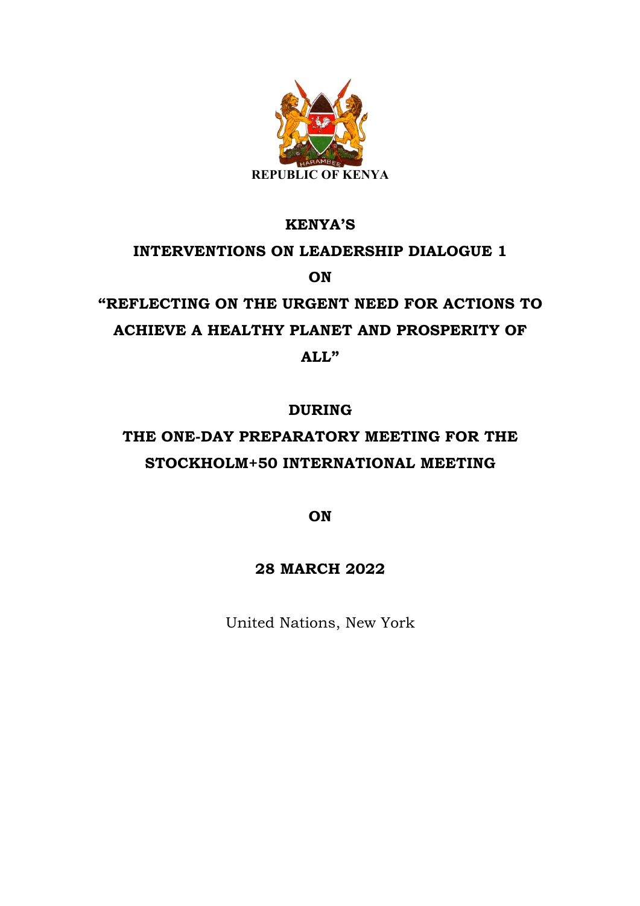REPUBLIC OF KENYA

**KENYA'S**

**INTERVENTIONS ON LEADERSHIP DIALOGUE 1**

**ON**

**"REFLECTING ON THE URGENT NEED FOR ACTIONS TO ACHIEVE A HEALTHY PLANET AND PROSPERITY OF ALL"**

**DURING**

**THE ONE-DAY PREPARATORY MEETING FOR THE STOCKHOLM+50 INTERNATIONAL MEETING**

**ON**

**28 MARCH 2022**

United Nations, New York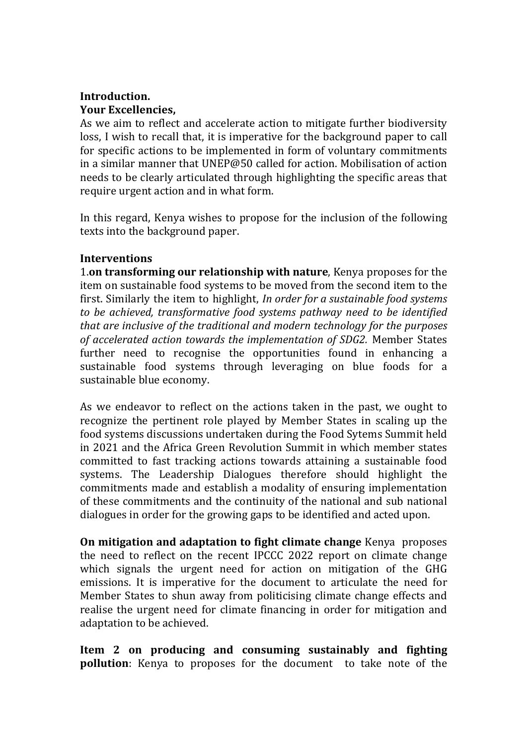**Introduction.**
**Your Excellencies,**

As we aim to reflect and accelerate action to mitigate further biodiversity loss, I wish to recall that, it is imperative for the background paper to call for specific actions to be implemented in form of voluntary commitments in a similar manner that UNEP@50 called for action. Mobilisation of action needs to be clearly articulated through highlighting the specific areas that require urgent action and in what form.

In this regard, Kenya wishes to propose for the inclusion of the following texts into the background paper.

**Interventions**

1.**on transforming our relationship with nature**, Kenya proposes for the item on sustainable food systems to be moved from the second item to the first. Similarly the item to highlight, *In order for a sustainable food systems to be achieved, transformative food systems pathway need to be identified that are inclusive of the traditional and modern technology for the purposes of accelerated action towards the implementation of SDG2.* Member States further need to recognise the opportunities found in enhancing a sustainable food systems through leveraging on blue foods for a sustainable blue economy.

As we endeavor to reflect on the actions taken in the past, we ought to recognize the pertinent role played by Member States in scaling up the food systems discussions undertaken during the Food Sytems Summit held in 2021 and the Africa Green Revolution Summit in which member states committed to fast tracking actions towards attaining a sustainable food systems. The Leadership Dialogues therefore should highlight the commitments made and establish a modality of ensuring implementation of these commitments and the continuity of the national and sub national dialogues in order for the growing gaps to be identified and acted upon.

**On mitigation and adaptation to fight climate change** Kenya proposes the need to reflect on the recent IPCCC 2022 report on climate change which signals the urgent need for action on mitigation of the GHG emissions. It is imperative for the document to articulate the need for Member States to shun away from politicising climate change effects and realise the urgent need for climate financing in order for mitigation and adaptation to be achieved.

**Item 2 on producing and consuming sustainably and fighting pollution**: Kenya to proposes for the document to take note of the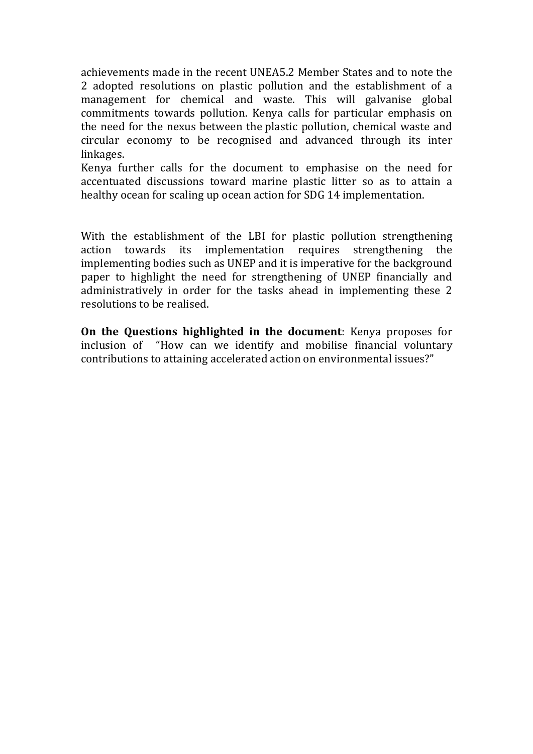achievements made in the recent UNEA5.2 Member States and to note the 2 adopted resolutions on plastic pollution and the establishment of a management for chemical and waste. This will galvanise global commitments towards pollution. Kenya calls for particular emphasis on the need for the nexus between the plastic pollution, chemical waste and circular economy to be recognised and advanced through its inter linkages.

Kenya further calls for the document to emphasise on the need for accentuated discussions toward marine plastic litter so as to attain a healthy ocean for scaling up ocean action for SDG 14 implementation.

With the establishment of the LBI for plastic pollution strengthening action towards its implementation requires strengthening the implementing bodies such as UNEP and it is imperative for the background paper to highlight the need for strengthening of UNEP financially and administratively in order for the tasks ahead in implementing these 2 resolutions to be realised.

**On the Questions highlighted in the document**: Kenya proposes for inclusion of "How can we identify and mobilise financial voluntary contributions to attaining accelerated action on environmental issues?"